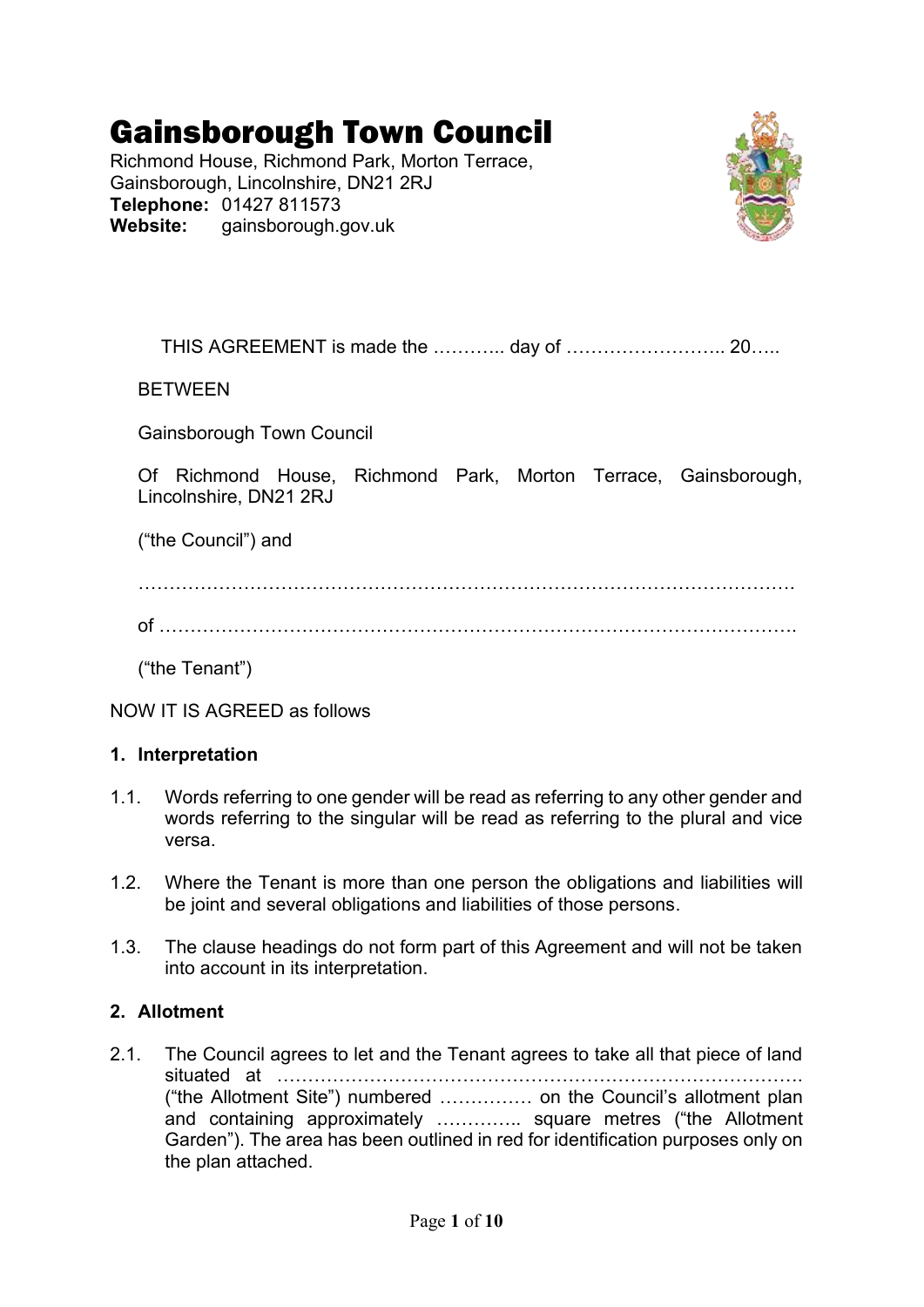# Gainsborough Town Council

Richmond House, Richmond Park, Morton Terrace,
Gainsborough, Lincolnshire, DN21 2RJ
**Telephone:** 01427 811573
**Website:** gainsborough.gov.uk

THIS AGREEMENT is made the ……….. day of …………………….. 20…..

BETWEEN

Gainsborough Town Council

Of Richmond House, Richmond Park, Morton Terrace, Gainsborough, Lincolnshire, DN21 2RJ

("the Council") and

…………………………………………………………………………………………

of ………………………………………………………………………………………

("the Tenant")

NOW IT IS AGREED as follows

## 1. Interpretation

1.1. Words referring to one gender will be read as referring to any other gender and words referring to the singular will be read as referring to the plural and vice versa.

1.2. Where the Tenant is more than one person the obligations and liabilities will be joint and several obligations and liabilities of those persons.

1.3. The clause headings do not form part of this Agreement and will not be taken into account in its interpretation.

## 2. Allotment

2.1. The Council agrees to let and the Tenant agrees to take all that piece of land situated at ……………………………………………………………………………. ("the Allotment Site") numbered …………… on the Council's allotment plan and containing approximately ………….. square metres ("the Allotment Garden"). The area has been outlined in red for identification purposes only on the plan attached.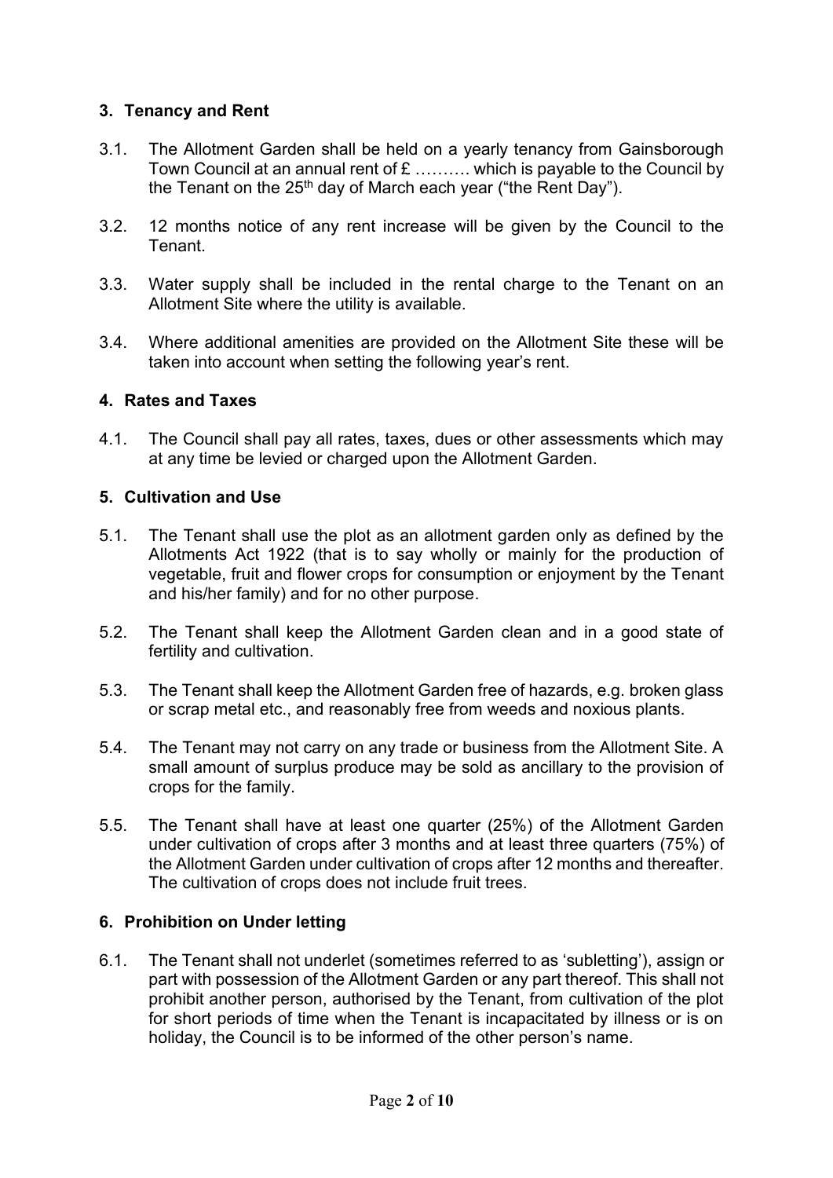## 3. Tenancy and Rent

3.1. The Allotment Garden shall be held on a yearly tenancy from Gainsborough Town Council at an annual rent of £ ………. which is payable to the Council by the Tenant on the 25th day of March each year ("the Rent Day").

3.2. 12 months notice of any rent increase will be given by the Council to the Tenant.

3.3. Water supply shall be included in the rental charge to the Tenant on an Allotment Site where the utility is available.

3.4. Where additional amenities are provided on the Allotment Site these will be taken into account when setting the following year's rent.

## 4. Rates and Taxes

4.1. The Council shall pay all rates, taxes, dues or other assessments which may at any time be levied or charged upon the Allotment Garden.

## 5. Cultivation and Use

5.1. The Tenant shall use the plot as an allotment garden only as defined by the Allotments Act 1922 (that is to say wholly or mainly for the production of vegetable, fruit and flower crops for consumption or enjoyment by the Tenant and his/her family) and for no other purpose.

5.2. The Tenant shall keep the Allotment Garden clean and in a good state of fertility and cultivation.

5.3. The Tenant shall keep the Allotment Garden free of hazards, e.g. broken glass or scrap metal etc., and reasonably free from weeds and noxious plants.

5.4. The Tenant may not carry on any trade or business from the Allotment Site. A small amount of surplus produce may be sold as ancillary to the provision of crops for the family.

5.5. The Tenant shall have at least one quarter (25%) of the Allotment Garden under cultivation of crops after 3 months and at least three quarters (75%) of the Allotment Garden under cultivation of crops after 12 months and thereafter. The cultivation of crops does not include fruit trees.

## 6. Prohibition on Under letting

6.1. The Tenant shall not underlet (sometimes referred to as 'subletting'), assign or part with possession of the Allotment Garden or any part thereof. This shall not prohibit another person, authorised by the Tenant, from cultivation of the plot for short periods of time when the Tenant is incapacitated by illness or is on holiday, the Council is to be informed of the other person's name.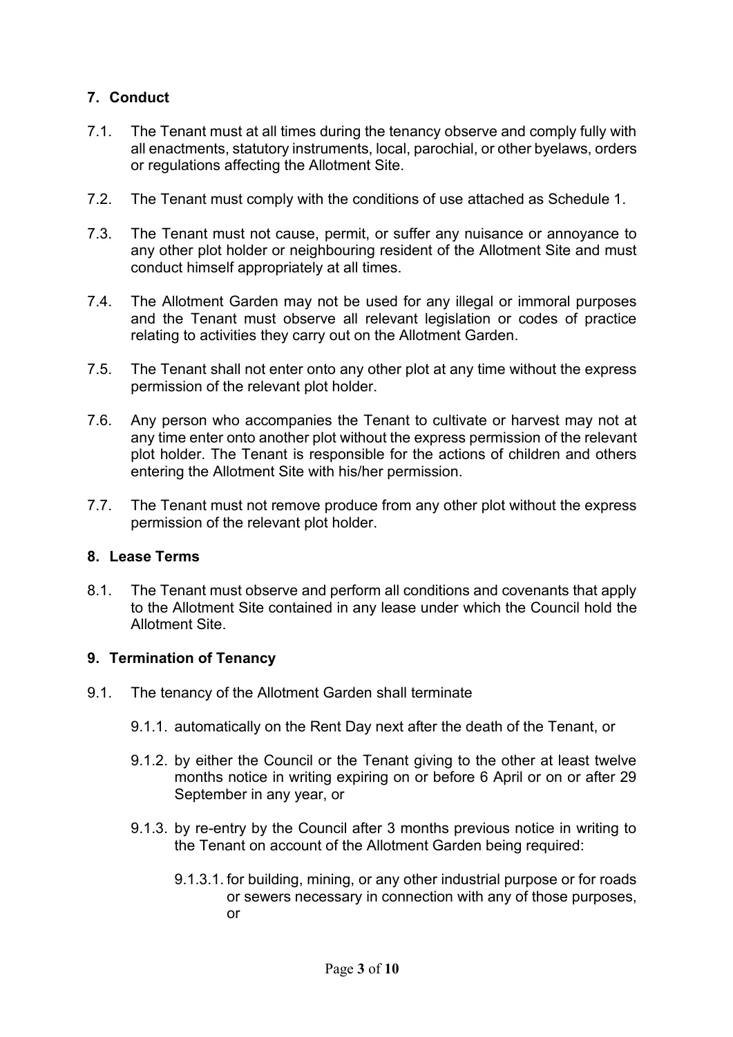## 7. Conduct

7.1. The Tenant must at all times during the tenancy observe and comply fully with all enactments, statutory instruments, local, parochial, or other byelaws, orders or regulations affecting the Allotment Site.

7.2. The Tenant must comply with the conditions of use attached as Schedule 1.

7.3. The Tenant must not cause, permit, or suffer any nuisance or annoyance to any other plot holder or neighbouring resident of the Allotment Site and must conduct himself appropriately at all times.

7.4. The Allotment Garden may not be used for any illegal or immoral purposes and the Tenant must observe all relevant legislation or codes of practice relating to activities they carry out on the Allotment Garden.

7.5. The Tenant shall not enter onto any other plot at any time without the express permission of the relevant plot holder.

7.6. Any person who accompanies the Tenant to cultivate or harvest may not at any time enter onto another plot without the express permission of the relevant plot holder. The Tenant is responsible for the actions of children and others entering the Allotment Site with his/her permission.

7.7. The Tenant must not remove produce from any other plot without the express permission of the relevant plot holder.

## 8. Lease Terms

8.1. The Tenant must observe and perform all conditions and covenants that apply to the Allotment Site contained in any lease under which the Council hold the Allotment Site.

## 9. Termination of Tenancy

9.1. The tenancy of the Allotment Garden shall terminate

- 9.1.1. automatically on the Rent Day next after the death of the Tenant, or
- 9.1.2. by either the Council or the Tenant giving to the other at least twelve months notice in writing expiring on or before 6 April or on or after 29 September in any year, or
- 9.1.3. by re-entry by the Council after 3 months previous notice in writing to the Tenant on account of the Allotment Garden being required:
  - 9.1.3.1. for building, mining, or any other industrial purpose or for roads or sewers necessary in connection with any of those purposes, or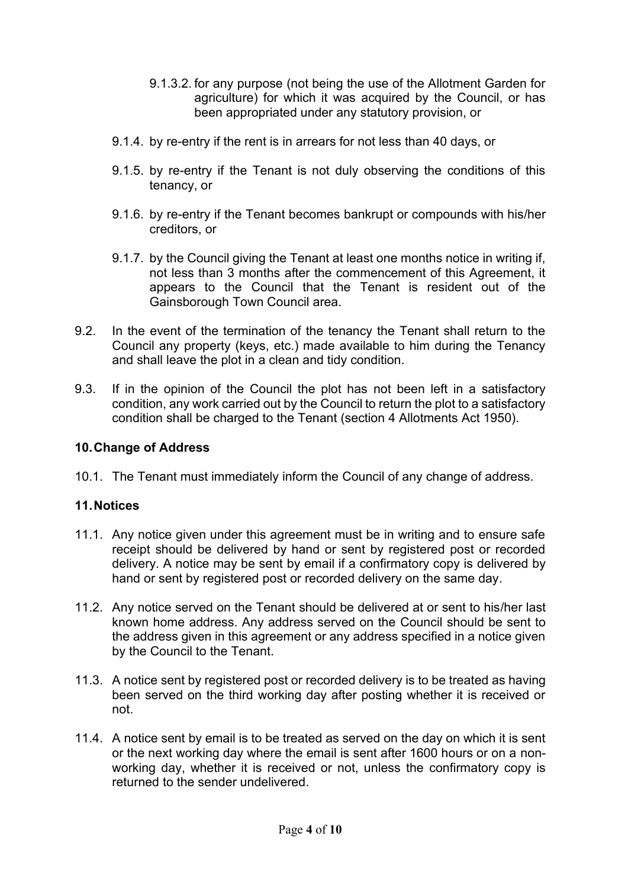9.1.3.2. for any purpose (not being the use of the Allotment Garden for agriculture) for which it was acquired by the Council, or has been appropriated under any statutory provision, or

9.1.4. by re-entry if the rent is in arrears for not less than 40 days, or

9.1.5. by re-entry if the Tenant is not duly observing the conditions of this tenancy, or

9.1.6. by re-entry if the Tenant becomes bankrupt or compounds with his/her creditors, or

9.1.7. by the Council giving the Tenant at least one months notice in writing if, not less than 3 months after the commencement of this Agreement, it appears to the Council that the Tenant is resident out of the Gainsborough Town Council area.

9.2. In the event of the termination of the tenancy the Tenant shall return to the Council any property (keys, etc.) made available to him during the Tenancy and shall leave the plot in a clean and tidy condition.

9.3. If in the opinion of the Council the plot has not been left in a satisfactory condition, any work carried out by the Council to return the plot to a satisfactory condition shall be charged to the Tenant (section 4 Allotments Act 1950).

## 10. Change of Address

10.1. The Tenant must immediately inform the Council of any change of address.

## 11. Notices

11.1. Any notice given under this agreement must be in writing and to ensure safe receipt should be delivered by hand or sent by registered post or recorded delivery. A notice may be sent by email if a confirmatory copy is delivered by hand or sent by registered post or recorded delivery on the same day.

11.2. Any notice served on the Tenant should be delivered at or sent to his/her last known home address. Any address served on the Council should be sent to the address given in this agreement or any address specified in a notice given by the Council to the Tenant.

11.3. A notice sent by registered post or recorded delivery is to be treated as having been served on the third working day after posting whether it is received or not.

11.4. A notice sent by email is to be treated as served on the day on which it is sent or the next working day where the email is sent after 1600 hours or on a non-working day, whether it is received or not, unless the confirmatory copy is returned to the sender undelivered.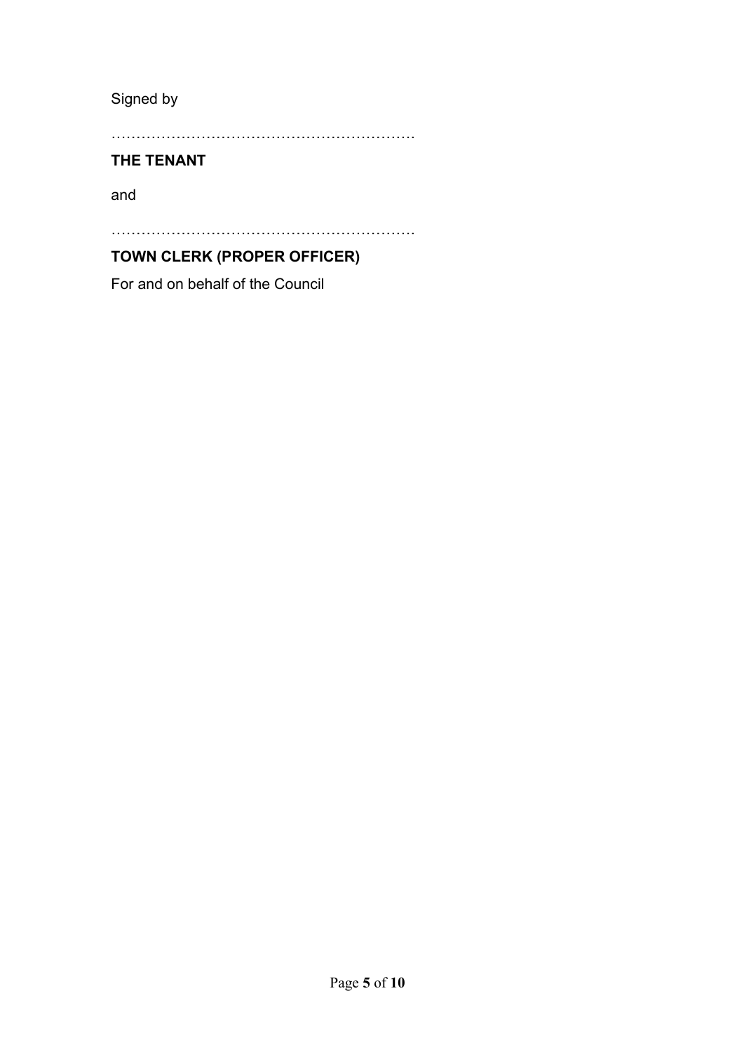Signed by

……………………………………………………

**THE TENANT**

and

……………………………………………………

**TOWN CLERK (PROPER OFFICER)**

For and on behalf of the Council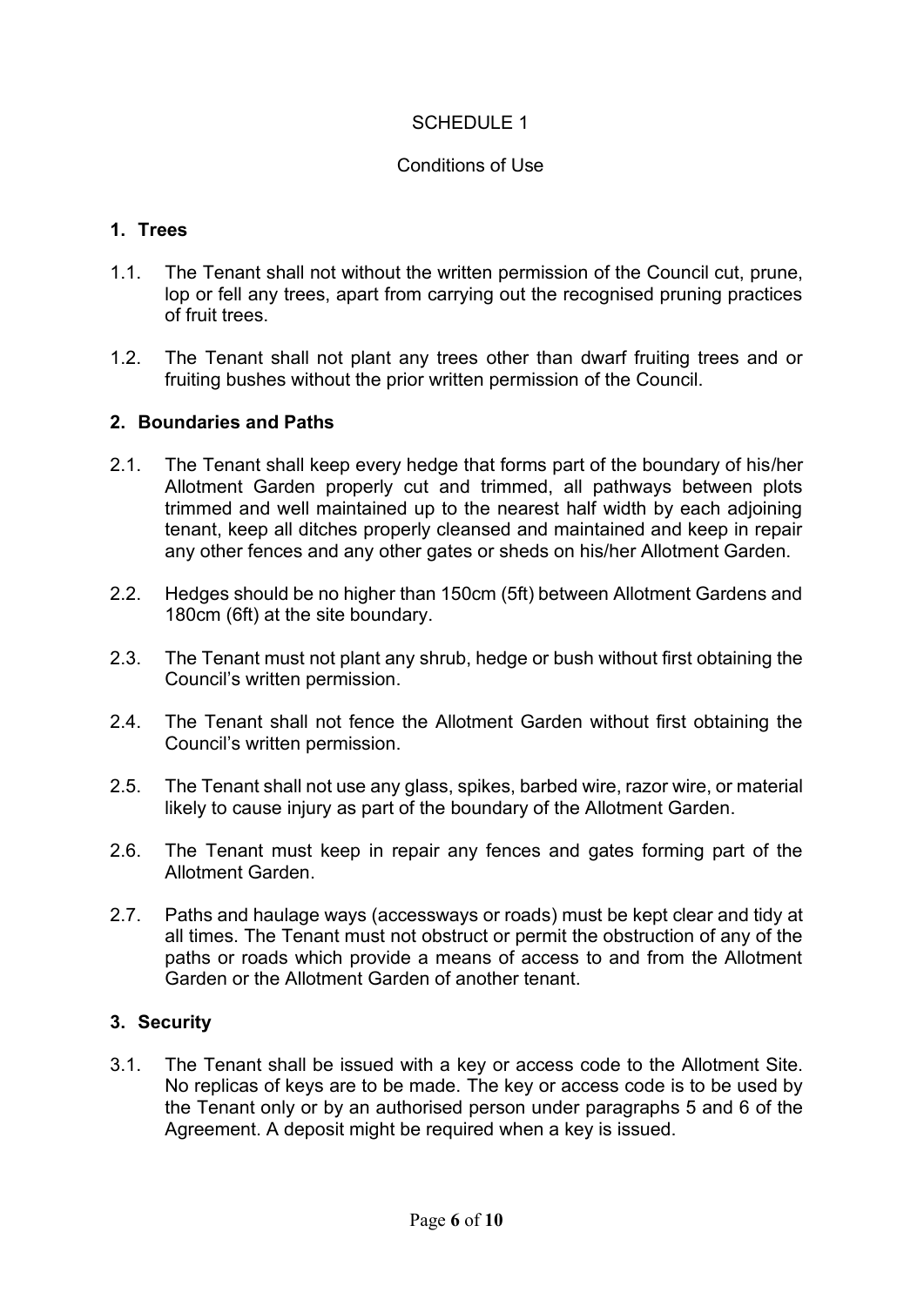SCHEDULE 1

Conditions of Use

## 1. Trees

1.1. The Tenant shall not without the written permission of the Council cut, prune, lop or fell any trees, apart from carrying out the recognised pruning practices of fruit trees.

1.2. The Tenant shall not plant any trees other than dwarf fruiting trees and or fruiting bushes without the prior written permission of the Council.

## 2. Boundaries and Paths

2.1. The Tenant shall keep every hedge that forms part of the boundary of his/her Allotment Garden properly cut and trimmed, all pathways between plots trimmed and well maintained up to the nearest half width by each adjoining tenant, keep all ditches properly cleansed and maintained and keep in repair any other fences and any other gates or sheds on his/her Allotment Garden.

2.2. Hedges should be no higher than 150cm (5ft) between Allotment Gardens and 180cm (6ft) at the site boundary.

2.3. The Tenant must not plant any shrub, hedge or bush without first obtaining the Council's written permission.

2.4. The Tenant shall not fence the Allotment Garden without first obtaining the Council's written permission.

2.5. The Tenant shall not use any glass, spikes, barbed wire, razor wire, or material likely to cause injury as part of the boundary of the Allotment Garden.

2.6. The Tenant must keep in repair any fences and gates forming part of the Allotment Garden.

2.7. Paths and haulage ways (accessways or roads) must be kept clear and tidy at all times. The Tenant must not obstruct or permit the obstruction of any of the paths or roads which provide a means of access to and from the Allotment Garden or the Allotment Garden of another tenant.

## 3. Security

3.1. The Tenant shall be issued with a key or access code to the Allotment Site. No replicas of keys are to be made. The key or access code is to be used by the Tenant only or by an authorised person under paragraphs 5 and 6 of the Agreement. A deposit might be required when a key is issued.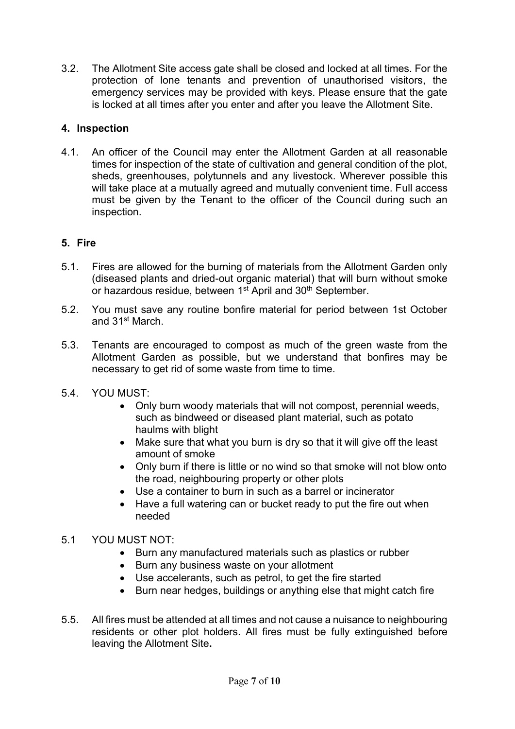3.2. The Allotment Site access gate shall be closed and locked at all times. For the protection of lone tenants and prevention of unauthorised visitors, the emergency services may be provided with keys. Please ensure that the gate is locked at all times after you enter and after you leave the Allotment Site.

## 4. Inspection

4.1. An officer of the Council may enter the Allotment Garden at all reasonable times for inspection of the state of cultivation and general condition of the plot, sheds, greenhouses, polytunnels and any livestock. Wherever possible this will take place at a mutually agreed and mutually convenient time. Full access must be given by the Tenant to the officer of the Council during such an inspection.

## 5. Fire

5.1. Fires are allowed for the burning of materials from the Allotment Garden only (diseased plants and dried-out organic material) that will burn without smoke or hazardous residue, between 1st April and 30th September.

5.2. You must save any routine bonfire material for period between 1st October and 31st March.

5.3. Tenants are encouraged to compost as much of the green waste from the Allotment Garden as possible, but we understand that bonfires may be necessary to get rid of some waste from time to time.

5.4. YOU MUST:

- Only burn woody materials that will not compost, perennial weeds, such as bindweed or diseased plant material, such as potato haulms with blight
- Make sure that what you burn is dry so that it will give off the least amount of smoke
- Only burn if there is little or no wind so that smoke will not blow onto the road, neighbouring property or other plots
- Use a container to burn in such as a barrel or incinerator
- Have a full watering can or bucket ready to put the fire out when needed

5.1 YOU MUST NOT:

- Burn any manufactured materials such as plastics or rubber
- Burn any business waste on your allotment
- Use accelerants, such as petrol, to get the fire started
- Burn near hedges, buildings or anything else that might catch fire

5.5. All fires must be attended at all times and not cause a nuisance to neighbouring residents or other plot holders. All fires must be fully extinguished before leaving the Allotment Site**.**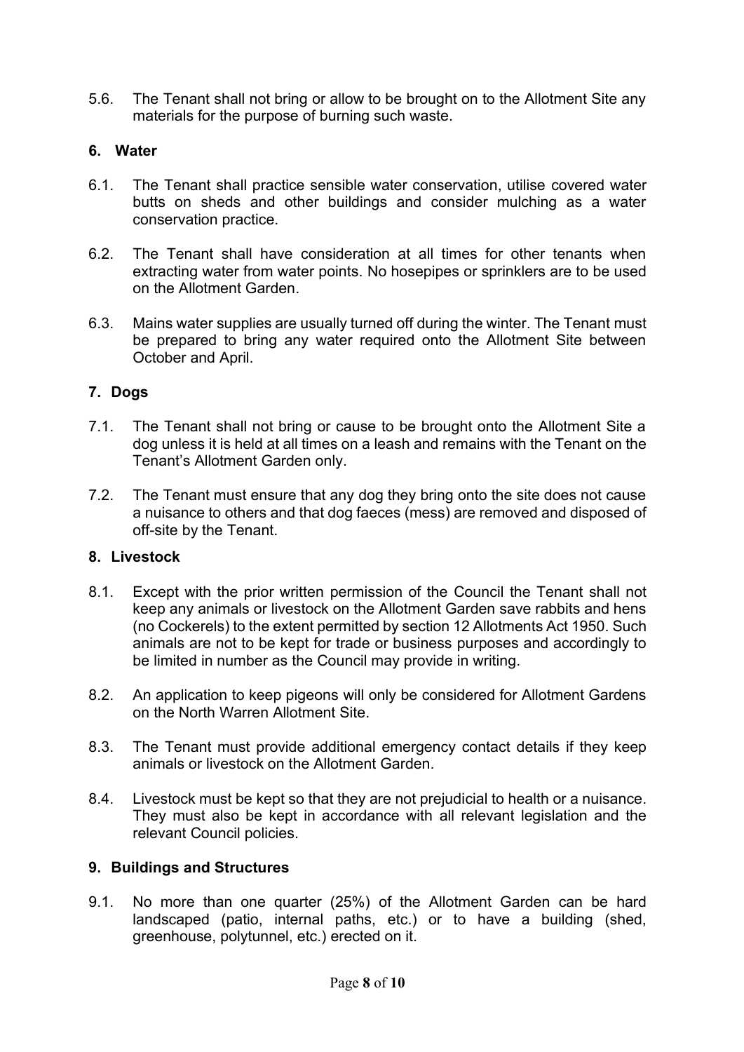5.6. The Tenant shall not bring or allow to be brought on to the Allotment Site any materials for the purpose of burning such waste.

## 6. Water

6.1. The Tenant shall practice sensible water conservation, utilise covered water butts on sheds and other buildings and consider mulching as a water conservation practice.

6.2. The Tenant shall have consideration at all times for other tenants when extracting water from water points. No hosepipes or sprinklers are to be used on the Allotment Garden.

6.3. Mains water supplies are usually turned off during the winter. The Tenant must be prepared to bring any water required onto the Allotment Site between October and April.

## 7. Dogs

7.1. The Tenant shall not bring or cause to be brought onto the Allotment Site a dog unless it is held at all times on a leash and remains with the Tenant on the Tenant's Allotment Garden only.

7.2. The Tenant must ensure that any dog they bring onto the site does not cause a nuisance to others and that dog faeces (mess) are removed and disposed of off-site by the Tenant.

## 8. Livestock

8.1. Except with the prior written permission of the Council the Tenant shall not keep any animals or livestock on the Allotment Garden save rabbits and hens (no Cockerels) to the extent permitted by section 12 Allotments Act 1950. Such animals are not to be kept for trade or business purposes and accordingly to be limited in number as the Council may provide in writing.

8.2. An application to keep pigeons will only be considered for Allotment Gardens on the North Warren Allotment Site.

8.3. The Tenant must provide additional emergency contact details if they keep animals or livestock on the Allotment Garden.

8.4. Livestock must be kept so that they are not prejudicial to health or a nuisance. They must also be kept in accordance with all relevant legislation and the relevant Council policies.

## 9. Buildings and Structures

9.1. No more than one quarter (25%) of the Allotment Garden can be hard landscaped (patio, internal paths, etc.) or to have a building (shed, greenhouse, polytunnel, etc.) erected on it.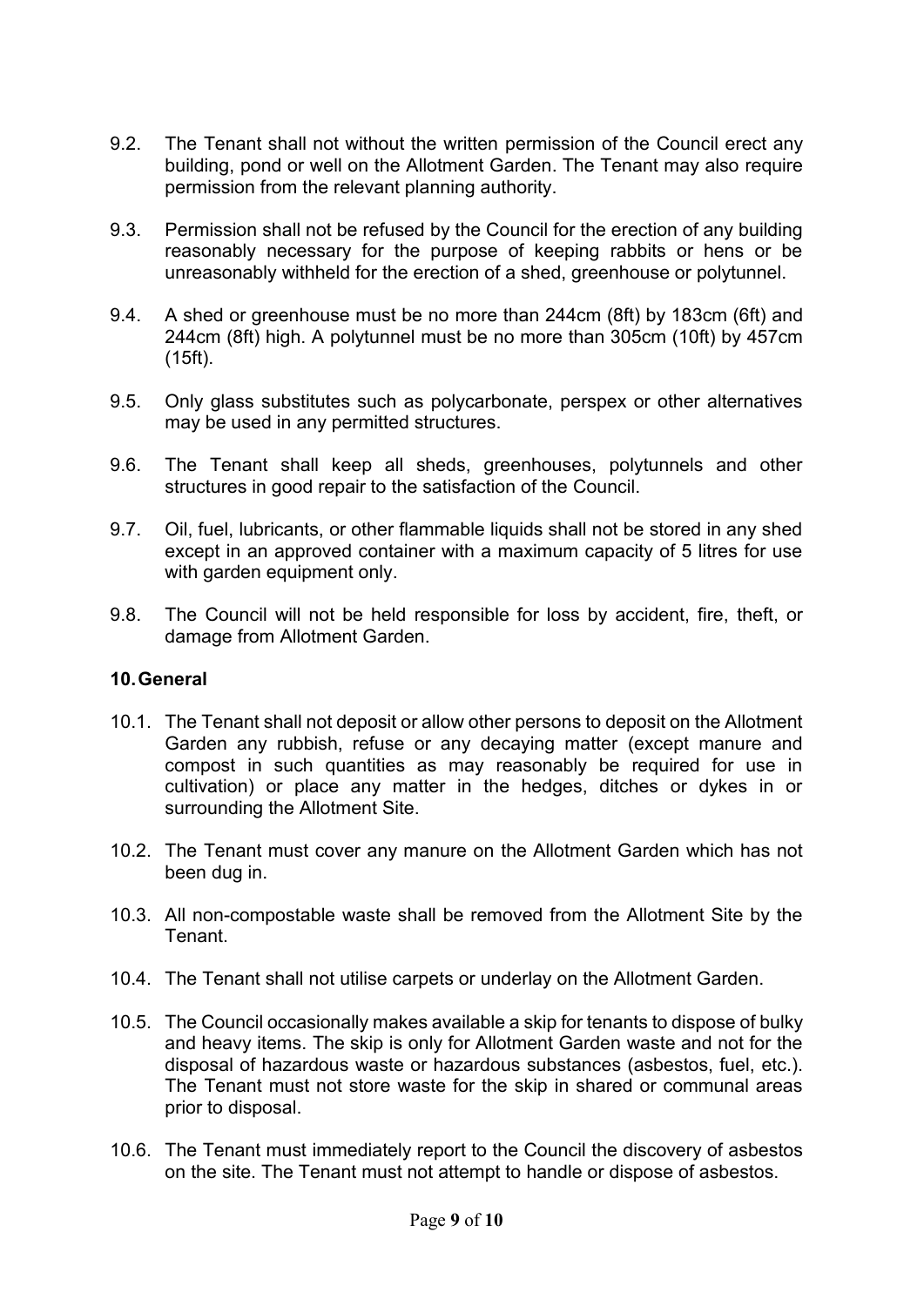9.2. The Tenant shall not without the written permission of the Council erect any building, pond or well on the Allotment Garden. The Tenant may also require permission from the relevant planning authority.

9.3. Permission shall not be refused by the Council for the erection of any building reasonably necessary for the purpose of keeping rabbits or hens or be unreasonably withheld for the erection of a shed, greenhouse or polytunnel.

9.4. A shed or greenhouse must be no more than 244cm (8ft) by 183cm (6ft) and 244cm (8ft) high. A polytunnel must be no more than 305cm (10ft) by 457cm (15ft).

9.5. Only glass substitutes such as polycarbonate, perspex or other alternatives may be used in any permitted structures.

9.6. The Tenant shall keep all sheds, greenhouses, polytunnels and other structures in good repair to the satisfaction of the Council.

9.7. Oil, fuel, lubricants, or other flammable liquids shall not be stored in any shed except in an approved container with a maximum capacity of 5 litres for use with garden equipment only.

9.8. The Council will not be held responsible for loss by accident, fire, theft, or damage from Allotment Garden.

## 10. General

10.1. The Tenant shall not deposit or allow other persons to deposit on the Allotment Garden any rubbish, refuse or any decaying matter (except manure and compost in such quantities as may reasonably be required for use in cultivation) or place any matter in the hedges, ditches or dykes in or surrounding the Allotment Site.

10.2. The Tenant must cover any manure on the Allotment Garden which has not been dug in.

10.3. All non-compostable waste shall be removed from the Allotment Site by the Tenant.

10.4. The Tenant shall not utilise carpets or underlay on the Allotment Garden.

10.5. The Council occasionally makes available a skip for tenants to dispose of bulky and heavy items. The skip is only for Allotment Garden waste and not for the disposal of hazardous waste or hazardous substances (asbestos, fuel, etc.). The Tenant must not store waste for the skip in shared or communal areas prior to disposal.

10.6. The Tenant must immediately report to the Council the discovery of asbestos on the site. The Tenant must not attempt to handle or dispose of asbestos.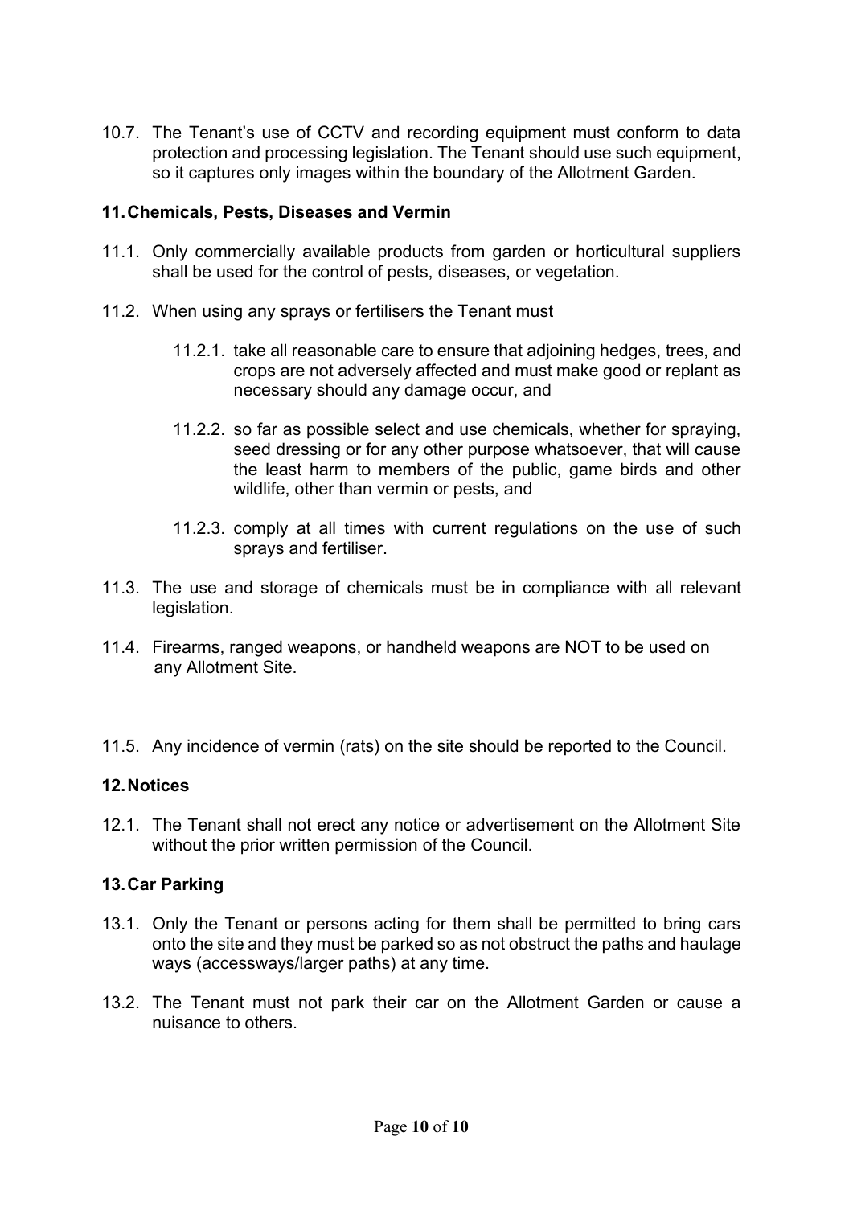10.7. The Tenant's use of CCTV and recording equipment must conform to data protection and processing legislation. The Tenant should use such equipment, so it captures only images within the boundary of the Allotment Garden.

## 11. Chemicals, Pests, Diseases and Vermin

11.1. Only commercially available products from garden or horticultural suppliers shall be used for the control of pests, diseases, or vegetation.

11.2. When using any sprays or fertilisers the Tenant must

- 11.2.1. take all reasonable care to ensure that adjoining hedges, trees, and crops are not adversely affected and must make good or replant as necessary should any damage occur, and
- 11.2.2. so far as possible select and use chemicals, whether for spraying, seed dressing or for any other purpose whatsoever, that will cause the least harm to members of the public, game birds and other wildlife, other than vermin or pests, and
- 11.2.3. comply at all times with current regulations on the use of such sprays and fertiliser.

11.3. The use and storage of chemicals must be in compliance with all relevant legislation.

11.4. Firearms, ranged weapons, or handheld weapons are NOT to be used on any Allotment Site.

11.5. Any incidence of vermin (rats) on the site should be reported to the Council.

## 12. Notices

12.1. The Tenant shall not erect any notice or advertisement on the Allotment Site without the prior written permission of the Council.

## 13. Car Parking

13.1. Only the Tenant or persons acting for them shall be permitted to bring cars onto the site and they must be parked so as not obstruct the paths and haulage ways (accessways/larger paths) at any time.

13.2. The Tenant must not park their car on the Allotment Garden or cause a nuisance to others.